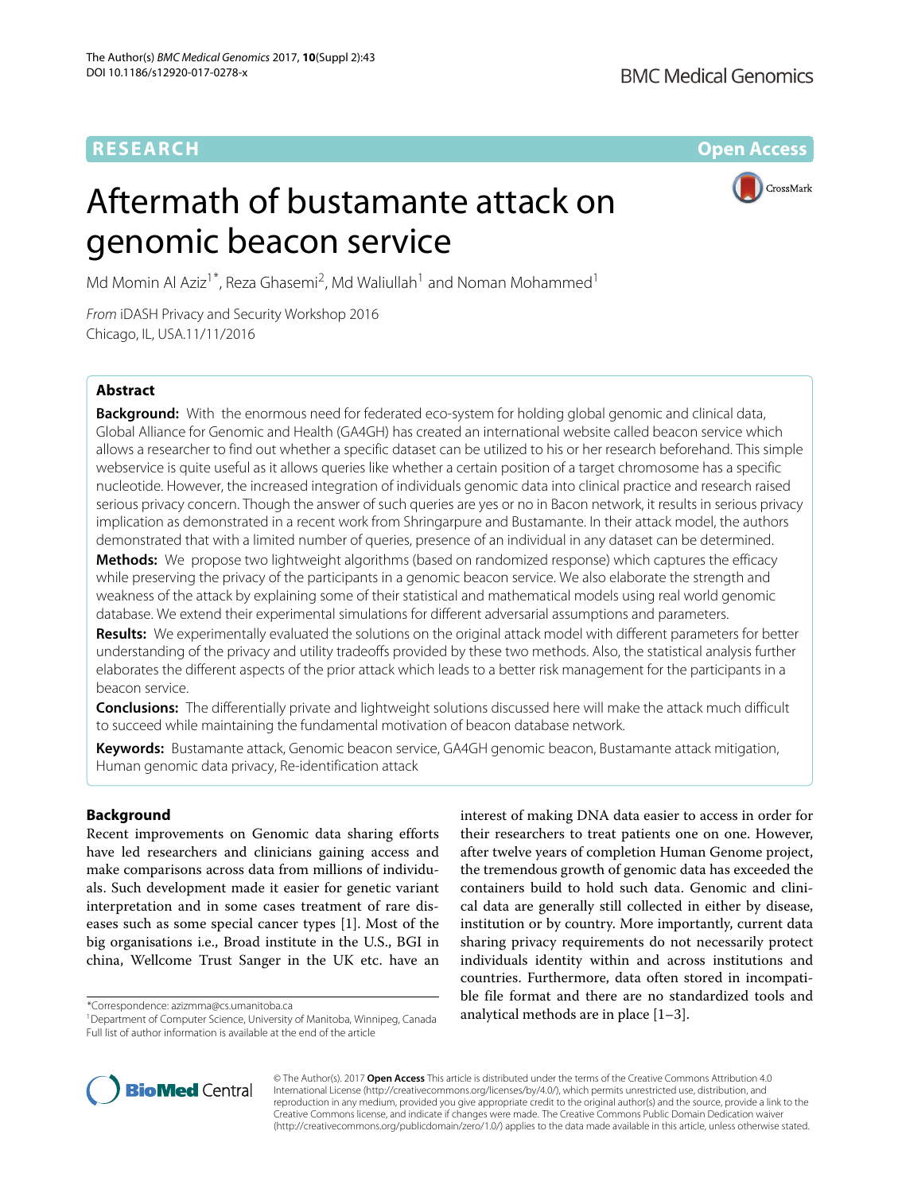RESEARCH

Open Access

# Aftermath of bustamante attack on genomic beacon service

Md Momin Al Aziz[1*], Reza Ghasemi[2], Md Waliullah[1] and Noman Mohammed[1]

*From* iDASH Privacy and Security Workshop 2016
Chicago, IL, USA.11/11/2016

## Abstract

**Background:** With the enormous need for federated eco-system for holding global genomic and clinical data, Global Alliance for Genomic and Health (GA4GH) has created an international website called beacon service which allows a researcher to find out whether a specific dataset can be utilized to his or her research beforehand. This simple webservice is quite useful as it allows queries like whether a certain position of a target chromosome has a specific nucleotide. However, the increased integration of individuals genomic data into clinical practice and research raised serious privacy concern. Though the answer of such queries are yes or no in Bacon network, it results in serious privacy implication as demonstrated in a recent work from Shringarpure and Bustamante. In their attack model, the authors demonstrated that with a limited number of queries, presence of an individual in any dataset can be determined.

**Methods:** We propose two lightweight algorithms (based on randomized response) which captures the efficacy while preserving the privacy of the participants in a genomic beacon service. We also elaborate the strength and weakness of the attack by explaining some of their statistical and mathematical models using real world genomic database. We extend their experimental simulations for different adversarial assumptions and parameters.

**Results:** We experimentally evaluated the solutions on the original attack model with different parameters for better understanding of the privacy and utility tradeoffs provided by these two methods. Also, the statistical analysis further elaborates the different aspects of the prior attack which leads to a better risk management for the participants in a beacon service.

**Conclusions:** The differentially private and lightweight solutions discussed here will make the attack much difficult to succeed while maintaining the fundamental motivation of beacon database network.

**Keywords:** Bustamante attack, Genomic beacon service, GA4GH genomic beacon, Bustamante attack mitigation, Human genomic data privacy, Re-identification attack

## Background

Recent improvements on Genomic data sharing efforts have led researchers and clinicians gaining access and make comparisons across data from millions of individuals. Such development made it easier for genetic variant interpretation and in some cases treatment of rare diseases such as some special cancer types [1]. Most of the big organisations i.e., Broad institute in the U.S., BGI in china, Wellcome Trust Sanger in the UK etc. have an interest of making DNA data easier to access in order for their researchers to treat patients one on one. However, after twelve years of completion Human Genome project, the tremendous growth of genomic data has exceeded the containers build to hold such data. Genomic and clinical data are generally still collected in either by disease, institution or by country. More importantly, current data sharing privacy requirements do not necessarily protect individuals identity within and across institutions and countries. Furthermore, data often stored in incompatible file format and there are no standardized tools and analytical methods are in place [1–3].

*Correspondence: azizmma@cs.umanitoba.ca
[1]Department of Computer Science, University of Manitoba, Winnipeg, Canada
Full list of author information is available at the end of the article

© The Author(s). 2017 **Open Access** This article is distributed under the terms of the Creative Commons Attribution 4.0 International License (http://creativecommons.org/licenses/by/4.0/), which permits unrestricted use, distribution, and reproduction in any medium, provided you give appropriate credit to the original author(s) and the source, provide a link to the Creative Commons license, and indicate if changes were made. The Creative Commons Public Domain Dedication waiver (http://creativecommons.org/publicdomain/zero/1.0/) applies to the data made available in this article, unless otherwise stated.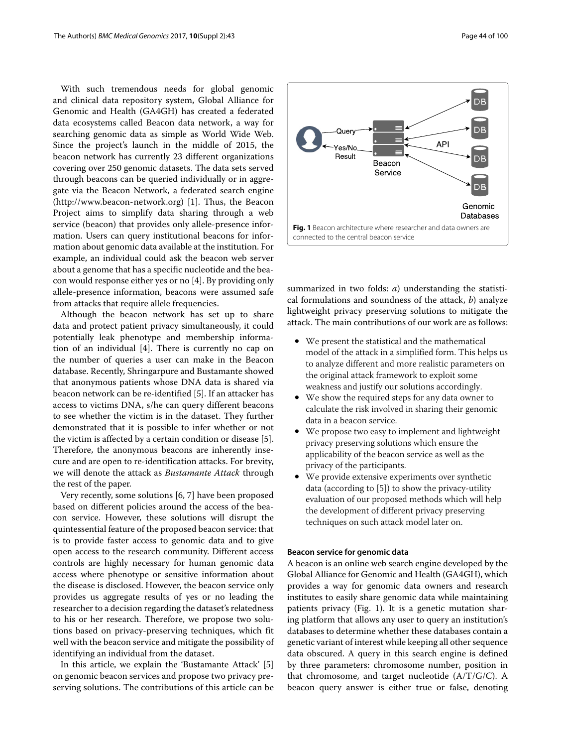With such tremendous needs for global genomic and clinical data repository system, Global Alliance for Genomic and Health (GA4GH) has created a federated data ecosystems called Beacon data network, a way for searching genomic data as simple as World Wide Web. Since the project's launch in the middle of 2015, the beacon network has currently 23 different organizations covering over 250 genomic datasets. The data sets served through beacons can be queried individually or in aggregate via the Beacon Network, a federated search engine (http://www.beacon-network.org) [1]. Thus, the Beacon Project aims to simplify data sharing through a web service (beacon) that provides only allele-presence information. Users can query institutional beacons for information about genomic data available at the institution. For example, an individual could ask the beacon web server about a genome that has a specific nucleotide and the beacon would response either yes or no [4]. By providing only allele-presence information, beacons were assumed safe from attacks that require allele frequencies.

Although the beacon network has set up to share data and protect patient privacy simultaneously, it could potentially leak phenotype and membership information of an individual [4]. There is currently no cap on the number of queries a user can make in the Beacon database. Recently, Shringarpure and Bustamante showed that anonymous patients whose DNA data is shared via beacon network can be re-identified [5]. If an attacker has access to victims DNA, s/he can query different beacons to see whether the victim is in the dataset. They further demonstrated that it is possible to infer whether or not the victim is affected by a certain condition or disease [5]. Therefore, the anonymous beacons are inherently insecure and are open to re-identification attacks. For brevity, we will denote the attack as *Bustamante Attack* through the rest of the paper.

Very recently, some solutions [6, 7] have been proposed based on different policies around the access of the beacon service. However, these solutions will disrupt the quintessential feature of the proposed beacon service: that is to provide faster access to genomic data and to give open access to the research community. Different access controls are highly necessary for human genomic data access where phenotype or sensitive information about the disease is disclosed. However, the beacon service only provides us aggregate results of yes or no leading the researcher to a decision regarding the dataset's relatedness to his or her research. Therefore, we propose two solutions based on privacy-preserving techniques, which fit well with the beacon service and mitigate the possibility of identifying an individual from the dataset.

In this article, we explain the 'Bustamante Attack' [5] on genomic beacon services and propose two privacy preserving solutions. The contributions of this article can be summarized in two folds: *a*) understanding the statistical formulations and soundness of the attack, *b*) analyze lightweight privacy preserving solutions to mitigate the attack. The main contributions of our work are as follows:

- We present the statistical and the mathematical model of the attack in a simplified form. This helps us to analyze different and more realistic parameters on the original attack framework to exploit some weakness and justify our solutions accordingly.
- We show the required steps for any data owner to calculate the risk involved in sharing their genomic data in a beacon service.
- We propose two easy to implement and lightweight privacy preserving solutions which ensure the applicability of the beacon service as well as the privacy of the participants.
- We provide extensive experiments over synthetic data (according to [5]) to show the privacy-utility evaluation of our proposed methods which will help the development of different privacy preserving techniques on such attack model later on.

Query
Yes/No Result
Beacon Service
API
DB
DB
DB
DB
Genomic Databases

**Fig. 1** Beacon architecture where researcher and data owners are connected to the central beacon service

### Beacon service for genomic data

A beacon is an online web search engine developed by the Global Alliance for Genomic and Health (GA4GH), which provides a way for genomic data owners and research institutes to easily share genomic data while maintaining patients privacy (Fig. 1). It is a genetic mutation sharing platform that allows any user to query an institution's databases to determine whether these databases contain a genetic variant of interest while keeping all other sequence data obscured. A query in this search engine is defined by three parameters: chromosome number, position in that chromosome, and target nucleotide (A/T/G/C). A beacon query answer is either true or false, denoting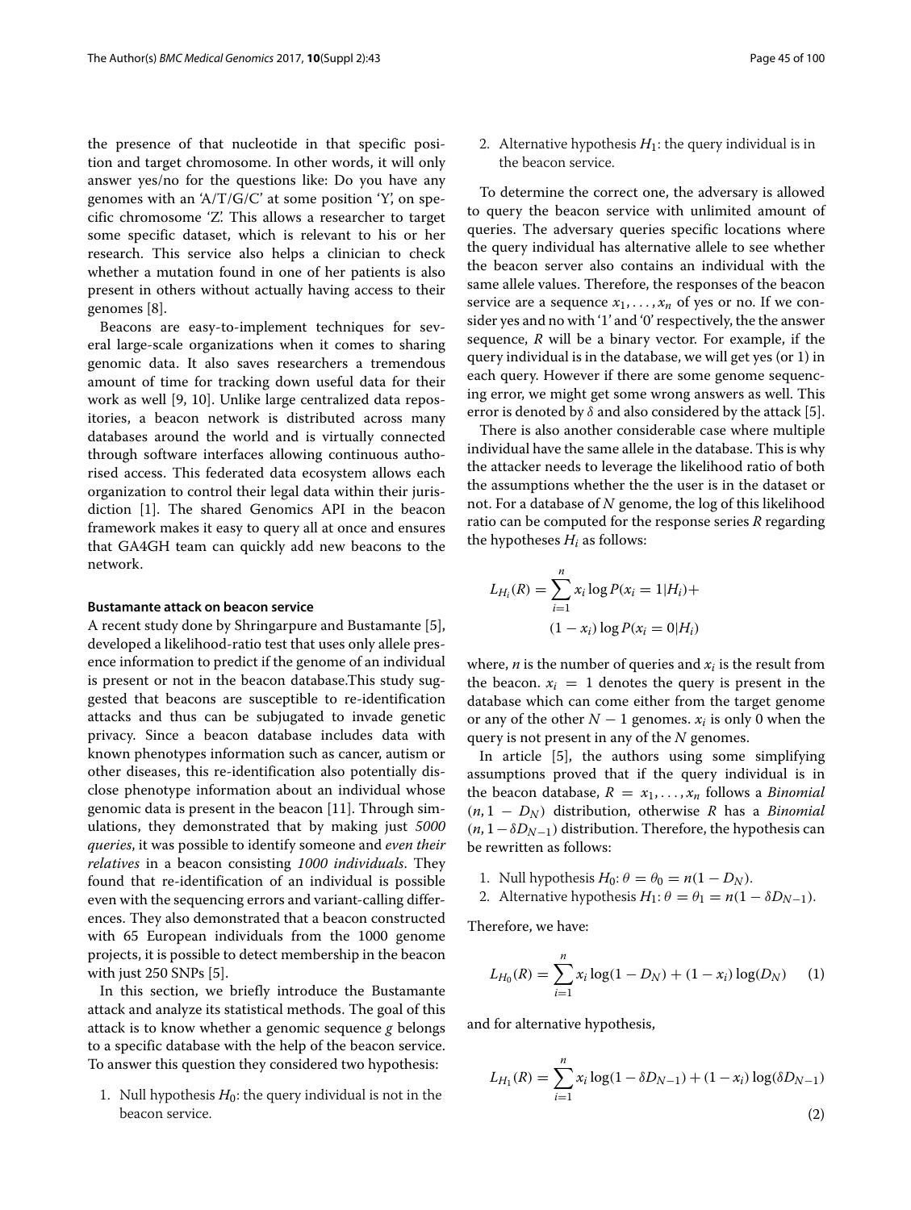the presence of that nucleotide in that specific position and target chromosome. In other words, it will only answer yes/no for the questions like: Do you have any genomes with an 'A/T/G/C' at some position 'Y', on specific chromosome 'Z'. This allows a researcher to target some specific dataset, which is relevant to his or her research. This service also helps a clinician to check whether a mutation found in one of her patients is also present in others without actually having access to their genomes [8].

Beacons are easy-to-implement techniques for several large-scale organizations when it comes to sharing genomic data. It also saves researchers a tremendous amount of time for tracking down useful data for their work as well [9, 10]. Unlike large centralized data repositories, a beacon network is distributed across many databases around the world and is virtually connected through software interfaces allowing continuous authorised access. This federated data ecosystem allows each organization to control their legal data within their jurisdiction [1]. The shared Genomics API in the beacon framework makes it easy to query all at once and ensures that GA4GH team can quickly add new beacons to the network.

### Bustamante attack on beacon service

A recent study done by Shringarpure and Bustamante [5], developed a likelihood-ratio test that uses only allele presence information to predict if the genome of an individual is present or not in the beacon database.This study suggested that beacons are susceptible to re-identification attacks and thus can be subjugated to invade genetic privacy. Since a beacon database includes data with known phenotypes information such as cancer, autism or other diseases, this re-identification also potentially disclose phenotype information about an individual whose genomic data is present in the beacon [11]. Through simulations, they demonstrated that by making just *5000 queries*, it was possible to identify someone and *even their relatives* in a beacon consisting *1000 individuals*. They found that re-identification of an individual is possible even with the sequencing errors and variant-calling differences. They also demonstrated that a beacon constructed with 65 European individuals from the 1000 genome projects, it is possible to detect membership in the beacon with just 250 SNPs [5].

In this section, we briefly introduce the Bustamante attack and analyze its statistical methods. The goal of this attack is to know whether a genomic sequence $g$ belongs to a specific database with the help of the beacon service. To answer this question they considered two hypothesis:

1. Null hypothesis $H_0$: the query individual is not in the beacon service.
2. Alternative hypothesis $H_1$: the query individual is in the beacon service.

To determine the correct one, the adversary is allowed to query the beacon service with unlimited amount of queries. The adversary queries specific locations where the query individual has alternative allele to see whether the beacon server also contains an individual with the same allele values. Therefore, the responses of the beacon service are a sequence $x_1, \ldots, x_n$ of yes or no. If we consider yes and no with '1' and '0' respectively, the the answer sequence, $R$ will be a binary vector. For example, if the query individual is in the database, we will get yes (or 1) in each query. However if there are some genome sequencing error, we might get some wrong answers as well. This error is denoted by $\delta$ and also considered by the attack [5].

There is also another considerable case where multiple individual have the same allele in the database. This is why the attacker needs to leverage the likelihood ratio of both the assumptions whether the the user is in the dataset or not. For a database of $N$ genome, the log of this likelihood ratio can be computed for the response series $R$ regarding the hypotheses $H_i$ as follows:

$$L_{H_i}(R) = \sum_{i=1}^{n} x_i \log P(x_i = 1|H_i) + (1 - x_i) \log P(x_i = 0|H_i)$$

where, $n$ is the number of queries and $x_i$ is the result from the beacon. $x_i = 1$ denotes the query is present in the database which can come either from the target genome or any of the other $N - 1$ genomes. $x_i$ is only 0 when the query is not present in any of the $N$ genomes.

In article [5], the authors using some simplifying assumptions proved that if the query individual is in the beacon database, $R = x_1, \ldots, x_n$ follows a *Binomial* $(n, 1 - D_N)$ distribution, otherwise $R$ has a *Binomial* $(n, 1 - \delta D_{N-1})$ distribution. Therefore, the hypothesis can be rewritten as follows:

1. Null hypothesis $H_0$: $\theta = \theta_0 = n(1 - D_N)$.
2. Alternative hypothesis $H_1$: $\theta = \theta_1 = n(1 - \delta D_{N-1})$.

Therefore, we have:

$$L_{H_0}(R) = \sum_{i=1}^{n} x_i \log(1 - D_N) + (1 - x_i) \log(D_N) \quad (1)$$

and for alternative hypothesis,

$$L_{H_1}(R) = \sum_{i=1}^{n} x_i \log(1 - \delta D_{N-1}) + (1 - x_i) \log(\delta D_{N-1}) \quad (2)$$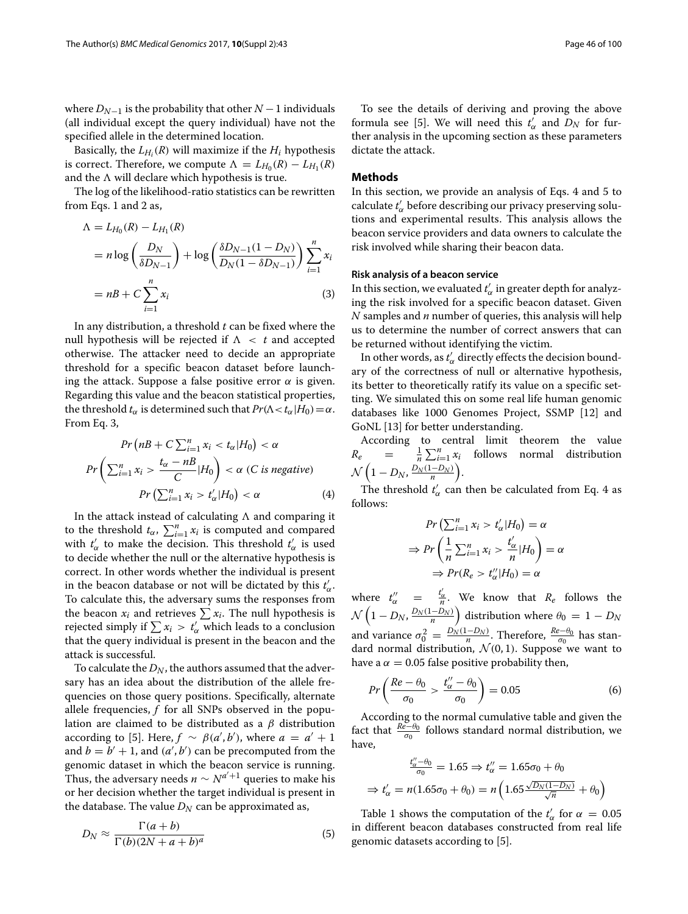where $D_{N-1}$ is the probability that other $N-1$ individuals (all individual except the query individual) have not the specified allele in the determined location.

Basically, the $L_{H_i}(R)$ will maximize if the $H_i$ hypothesis is correct. Therefore, we compute $\Lambda = L_{H_0}(R) - L_{H_1}(R)$ and the $\Lambda$ will declare which hypothesis is true.

The log of the likelihood-ratio statistics can be rewritten from Eqs. 1 and 2 as,

$$
\begin{aligned}
\Lambda &= L_{H_0}(R) - L_{H_1}(R) \\
&= n \log\left(\frac{D_N}{\delta D_{N-1}}\right) + \log\left(\frac{\delta D_{N-1}(1-D_N)}{D_N(1-\delta D_{N-1})}\right)\sum_{i=1}^{n} x_i \\
&= nB + C\sum_{i=1}^{n} x_i
\end{aligned}
\tag{3}
$$

In any distribution, a threshold $t$ can be fixed where the null hypothesis will be rejected if $\Lambda < t$ and accepted otherwise. The attacker need to decide an appropriate threshold for a specific beacon dataset before launching the attack. Suppose a false positive error $\alpha$ is given. Regarding this value and the beacon statistical properties, the threshold $t_\alpha$ is determined such that $Pr(\Lambda < t_\alpha | H_0) = \alpha$. From Eq. 3,

$$
\begin{aligned}
Pr\left(nB + C\textstyle\sum_{i=1}^{n} x_i < t_\alpha | H_0\right) &< \alpha \\
Pr\left(\textstyle\sum_{i=1}^{n} x_i > \dfrac{t_\alpha - nB}{C} | H_0\right) &< \alpha \ (C \text{ is negative}) \\
Pr\left(\textstyle\sum_{i=1}^{n} x_i > t'_\alpha | H_0\right) &< \alpha
\end{aligned}
\tag{4}
$$

In the attack instead of calculating $\Lambda$ and comparing it to the threshold $t_\alpha$, $\sum_{i=1}^{n} x_i$ is computed and compared with $t'_\alpha$ to make the decision. This threshold $t'_\alpha$ is used to decide whether the null or the alternative hypothesis is correct. In other words whether the individual is present in the beacon database or not will be dictated by this $t'_\alpha$. To calculate this, the adversary sums the responses from the beacon $x_i$ and retrieves $\sum x_i$. The null hypothesis is rejected simply if $\sum x_i > t'_\alpha$ which leads to a conclusion that the query individual is present in the beacon and the attack is successful.

To calculate the $D_N$, the authors assumed that the adversary has an idea about the distribution of the allele frequencies on those query positions. Specifically, alternate allele frequencies, $f$ for all SNPs observed in the population are claimed to be distributed as a $\beta$ distribution according to [5]. Here, $f \sim \beta(a', b')$, where $a = a' + 1$ and $b = b' + 1$, and $(a', b')$ can be precomputed from the genomic dataset in which the beacon service is running. Thus, the adversary needs $n \sim N^{a'+1}$ queries to make his or her decision whether the target individual is present in the database. The value $D_N$ can be approximated as,

$$
D_N \approx \frac{\Gamma(a+b)}{\Gamma(b)(2N+a+b)^a}
\tag{5}
$$

To see the details of deriving and proving the above formula see [5]. We will need this $t'_\alpha$ and $D_N$ for further analysis in the upcoming section as these parameters dictate the attack.

## Methods

In this section, we provide an analysis of Eqs. 4 and 5 to calculate $t'_\alpha$ before describing our privacy preserving solutions and experimental results. This analysis allows the beacon service providers and data owners to calculate the risk involved while sharing their beacon data.

### Risk analysis of a beacon service

In this section, we evaluated $t'_\alpha$ in greater depth for analyzing the risk involved for a specific beacon dataset. Given $N$ samples and $n$ number of queries, this analysis will help us to determine the number of correct answers that can be returned without identifying the victim.

In other words, as $t'_\alpha$ directly effects the decision boundary of the correctness of null or alternative hypothesis, its better to theoretically ratify its value on a specific setting. We simulated this on some real life human genomic databases like 1000 Genomes Project, SSMP [12] and GoNL [13] for better understanding.

According to central limit theorem the value $R_e = \frac{1}{n}\sum_{i=1}^{n} x_i$ follows normal distribution $\mathcal{N}\left(1-D_N, \frac{D_N(1-D_N)}{n}\right)$.

The threshold $t'_\alpha$ can then be calculated from Eq. 4 as follows:

$$
\begin{aligned}
&Pr\left(\textstyle\sum_{i=1}^{n} x_i > t'_\alpha | H_0\right) = \alpha \\
\Rightarrow\ &Pr\left(\frac{1}{n}\textstyle\sum_{i=1}^{n} x_i > \dfrac{t'_\alpha}{n} | H_0\right) = \alpha \\
\Rightarrow\ &Pr(R_e > t''_\alpha | H_0) = \alpha
\end{aligned}
$$

where $t''_\alpha = \frac{t'_\alpha}{n}$. We know that $R_e$ follows the $\mathcal{N}\left(1-D_N, \frac{D_N(1-D_N)}{n}\right)$ distribution where $\theta_0 = 1 - D_N$ and variance $\sigma_0^2 = \frac{D_N(1-D_N)}{n}$. Therefore, $\frac{Re-\theta_0}{\sigma_0}$ has standard normal distribution, $\mathcal{N}(0,1)$. Suppose we want to have a $\alpha = 0.05$ false positive probability then,

$$
Pr\left(\frac{Re-\theta_0}{\sigma_0} > \frac{t''_\alpha - \theta_0}{\sigma_0}\right) = 0.05
\tag{6}
$$

According to the normal cumulative table and given the fact that $\frac{Re-\theta_0}{\sigma_0}$ follows standard normal distribution, we have,

$$
\begin{aligned}
&\frac{t''_\alpha - \theta_0}{\sigma_0} = 1.65 \Rightarrow t''_\alpha = 1.65\sigma_0 + \theta_0 \\
&\Rightarrow t'_\alpha = n(1.65\sigma_0 + \theta_0) = n\left(1.65\frac{\sqrt{D_N(1-D_N)}}{\sqrt{n}} + \theta_0\right)
\end{aligned}
$$

Table 1 shows the computation of the $t'_\alpha$ for $\alpha = 0.05$ in different beacon databases constructed from real life genomic datasets according to [5].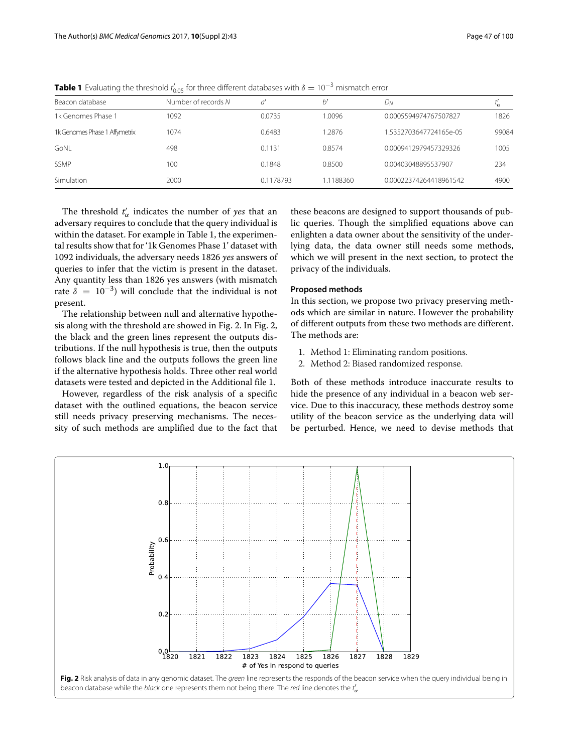**Table 1** Evaluating the threshold $t'_{0.05}$ for three different databases with $\delta = 10^{-3}$ mismatch error

| Beacon database | Number of records $N$ | $a'$ | $b'$ | $D_N$ | $t'_\alpha$ |
|---|---|---|---|---|---|
| 1k Genomes Phase 1 | 1092 | 0.0735 | 1.0096 | 0.0005594974767507827 | 1826 |
| 1k Genomes Phase 1 Affymetrix | 1074 | 0.6483 | 1.2876 | 1.5352703647724165e-05 | 99084 |
| GoNL | 498 | 0.1131 | 0.8574 | 0.0009412979457329326 | 1005 |
| SSMP | 100 | 0.1848 | 0.8500 | 0.00403048895537907 | 234 |
| Simulation | 2000 | 0.1178793 | 1.1188360 | 0.00022374264418961542 | 4900 |

The threshold $t'_\alpha$ indicates the number of *yes* that an adversary requires to conclude that the query individual is within the dataset. For example in Table 1, the experimental results show that for '1k Genomes Phase 1' dataset with 1092 individuals, the adversary needs 1826 *yes* answers of queries to infer that the victim is present in the dataset. Any quantity less than 1826 yes answers (with mismatch rate $\delta = 10^{-3}$) will conclude that the individual is not present.

The relationship between null and alternative hypothesis along with the threshold are showed in Fig. 2. In Fig. 2, the black and the green lines represent the outputs distributions. If the null hypothesis is true, then the outputs follows black line and the outputs follows the green line if the alternative hypothesis holds. Three other real world datasets were tested and depicted in the Additional file 1.

However, regardless of the risk analysis of a specific dataset with the outlined equations, the beacon service still needs privacy preserving mechanisms. The necessity of such methods are amplified due to the fact that these beacons are designed to support thousands of public queries. Though the simplified equations above can enlighten a data owner about the sensitivity of the underlying data, the data owner still needs some methods, which we will present in the next section, to protect the privacy of the individuals.

### Proposed methods

In this section, we propose two privacy preserving methods which are similar in nature. However the probability of different outputs from these two methods are different. The methods are:

1. Method 1: Eliminating random positions.
2. Method 2: Biased randomized response.

Both of these methods introduce inaccurate results to hide the presence of any individual in a beacon web service. Due to this inaccuracy, these methods destroy some utility of the beacon service as the underlying data will be perturbed. Hence, we need to devise methods that

Probability
1.0
0.8
0.6
0.4
0.2
0.0
1820 1821 1822 1823 1824 1825 1826 1827 1828 1829
# of Yes in respond to queries

**Fig. 2** Risk analysis of data in any genomic dataset. The *green* line represents the responds of the beacon service when the query individual being in beacon database while the *black* one represents them not being there. The *red* line denotes the $t'_\alpha$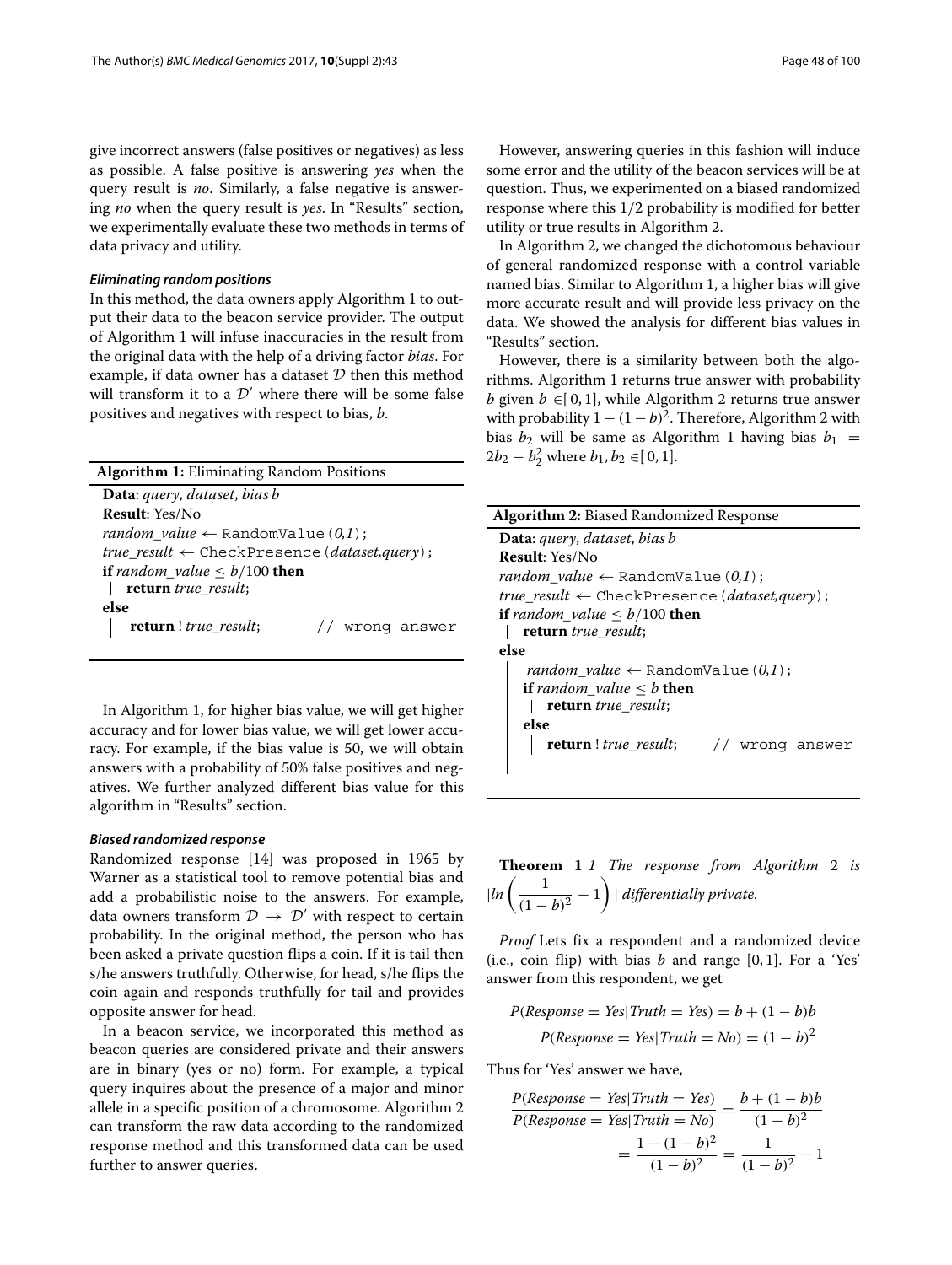give incorrect answers (false positives or negatives) as less as possible. A false positive is answering *yes* when the query result is *no*. Similarly, a false negative is answering *no* when the query result is *yes*. In "Results" section, we experimentally evaluate these two methods in terms of data privacy and utility.

#### *Eliminating random positions*

In this method, the data owners apply Algorithm 1 to output their data to the beacon service provider. The output of Algorithm 1 will infuse inaccuracies in the result from the original data with the help of a driving factor *bias*. For example, if data owner has a dataset $\mathcal{D}$ then this method will transform it to a $\mathcal{D}'$ where there will be some false positives and negatives with respect to bias, *b*.

**Algorithm 1:** Eliminating Random Positions

```
Data: query, dataset, bias b
Result: Yes/No
random_value ← RandomValue(0,1);
true_result ← CheckPresence(dataset,query);
if random_value ≤ b/100 then
    return true_result;
else
    return !true_result;          // wrong answer
```

In Algorithm 1, for higher bias value, we will get higher accuracy and for lower bias value, we will get lower accuracy. For example, if the bias value is 50, we will obtain answers with a probability of 50% false positives and negatives. We further analyzed different bias value for this algorithm in "Results" section.

#### *Biased randomized response*

Randomized response [14] was proposed in 1965 by Warner as a statistical tool to remove potential bias and add a probabilistic noise to the answers. For example, data owners transform $\mathcal{D} \rightarrow \mathcal{D}'$ with respect to certain probability. In the original method, the person who has been asked a private question flips a coin. If it is tail then s/he answers truthfully. Otherwise, for head, s/he flips the coin again and responds truthfully for tail and provides opposite answer for head.

In a beacon service, we incorporated this method as beacon queries are considered private and their answers are in binary (yes or no) form. For example, a typical query inquires about the presence of a major and minor allele in a specific position of a chromosome. Algorithm 2 can transform the raw data according to the randomized response method and this transformed data can be used further to answer queries.

However, answering queries in this fashion will induce some error and the utility of the beacon services will be at question. Thus, we experimented on a biased randomized response where this $1/2$ probability is modified for better utility or true results in Algorithm 2.

In Algorithm 2, we changed the dichotomous behaviour of general randomized response with a control variable named bias. Similar to Algorithm 1, a higher bias will give more accurate result and will provide less privacy on the data. We showed the analysis for different bias values in "Results" section.

However, there is a similarity between both the algorithms. Algorithm 1 returns true answer with probability $b$ given $b \in [0, 1]$, while Algorithm 2 returns true answer with probability $1-(1-b)^2$. Therefore, Algorithm 2 with bias $b_2$ will be same as Algorithm 1 having bias $b_1 = 2b_2 - b_2^2$ where $b_1, b_2 \in [0, 1]$.

**Algorithm 2:** Biased Randomized Response

```
Data: query, dataset, bias b
Result: Yes/No
random_value ← RandomValue(0,1);
true_result ← CheckPresence(dataset,query);
if random_value ≤ b/100 then
    return true_result;
else
    random_value ← RandomValue(0,1);
    if random_value ≤ b then
        return true_result;
    else
        return !true_result;      // wrong answer
```

**Theorem 1** *1 The response from Algorithm 2 is* $|ln\left(\frac{1}{(1-b)^2}-1\right)|$ *differentially private.*

*Proof* Lets fix a respondent and a randomized device (i.e., coin flip) with bias $b$ and range $[0, 1]$. For a 'Yes' answer from this respondent, we get

$$P(Response = Yes|Truth = Yes) = b + (1-b)b$$

$$P(Response = Yes|Truth = No) = (1-b)^2$$

Thus for 'Yes' answer we have,

$$\frac{P(Response = Yes|Truth = Yes)}{P(Response = Yes|Truth = No)} = \frac{b + (1-b)b}{(1-b)^2} = \frac{1-(1-b)^2}{(1-b)^2} = \frac{1}{(1-b)^2} - 1$$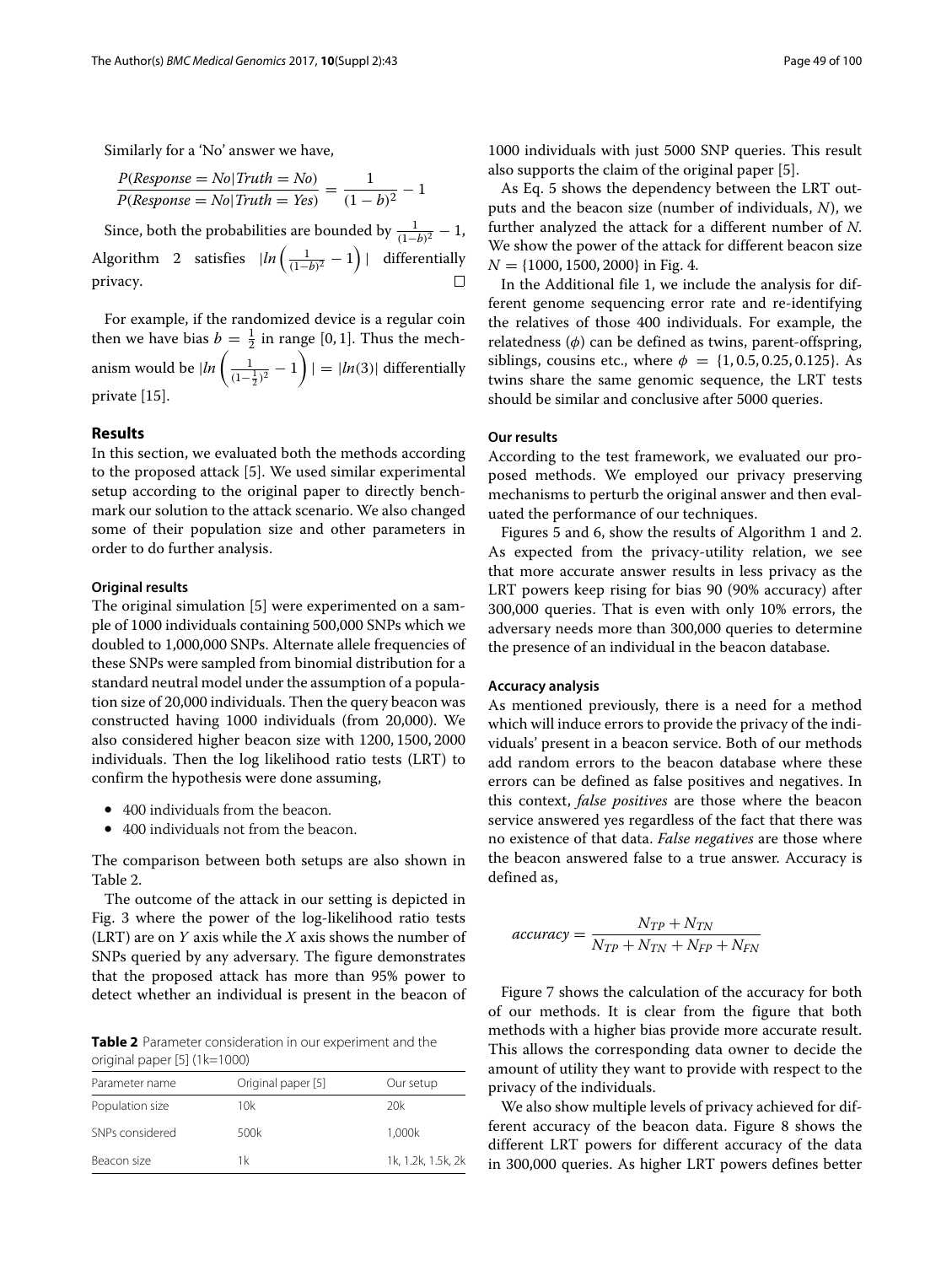Similarly for a 'No' answer we have,

$$\frac{P(Response = No|Truth = No)}{P(Response = No|Truth = Yes)} = \frac{1}{(1-b)^2} - 1$$

Since, both the probabilities are bounded by $\frac{1}{(1-b)^2} - 1$, Algorithm 2 satisfies $|ln\left(\frac{1}{(1-b)^2} - 1\right)|$ differentially privacy. □

For example, if the randomized device is a regular coin then we have bias $b = \frac{1}{2}$ in range [0, 1]. Thus the mechanism would be $|ln\left(\frac{1}{(1-\frac{1}{2})^2} - 1\right)| = |ln(3)|$ differentially private [15].

## Results

In this section, we evaluated both the methods according to the proposed attack [5]. We used similar experimental setup according to the original paper to directly benchmark our solution to the attack scenario. We also changed some of their population size and other parameters in order to do further analysis.

### Original results

The original simulation [5] were experimented on a sample of 1000 individuals containing 500,000 SNPs which we doubled to 1,000,000 SNPs. Alternate allele frequencies of these SNPs were sampled from binomial distribution for a standard neutral model under the assumption of a population size of 20,000 individuals. Then the query beacon was constructed having 1000 individuals (from 20,000). We also considered higher beacon size with 1200, 1500, 2000 individuals. Then the log likelihood ratio tests (LRT) to confirm the hypothesis were done assuming,

- 400 individuals from the beacon.
- 400 individuals not from the beacon.

The comparison between both setups are also shown in Table 2.

The outcome of the attack in our setting is depicted in Fig. 3 where the power of the log-likelihood ratio tests (LRT) are on $Y$ axis while the $X$ axis shows the number of SNPs queried by any adversary. The figure demonstrates that the proposed attack has more than 95% power to detect whether an individual is present in the beacon of 1000 individuals with just 5000 SNP queries. This result also supports the claim of the original paper [5].

**Table 2** Parameter consideration in our experiment and the original paper [5] (1k=1000)

| Parameter name | Original paper [5] | Our setup |
|---|---|---|
| Population size | 10k | 20k |
| SNPs considered | 500k | 1,000k |
| Beacon size | 1k | 1k, 1.2k, 1.5k, 2k |

As Eq. 5 shows the dependency between the LRT outputs and the beacon size (number of individuals, $N$), we further analyzed the attack for a different number of $N$. We show the power of the attack for different beacon size $N = \{1000, 1500, 2000\}$ in Fig. 4.

In the Additional file 1, we include the analysis for different genome sequencing error rate and re-identifying the relatives of those 400 individuals. For example, the relatedness ($\phi$) can be defined as twins, parent-offspring, siblings, cousins etc., where $\phi = \{1, 0.5, 0.25, 0.125\}$. As twins share the same genomic sequence, the LRT tests should be similar and conclusive after 5000 queries.

### Our results

According to the test framework, we evaluated our proposed methods. We employed our privacy preserving mechanisms to perturb the original answer and then evaluated the performance of our techniques.

Figures 5 and 6, show the results of Algorithm 1 and 2. As expected from the privacy-utility relation, we see that more accurate answer results in less privacy as the LRT powers keep rising for bias 90 (90% accuracy) after 300,000 queries. That is even with only 10% errors, the adversary needs more than 300,000 queries to determine the presence of an individual in the beacon database.

### Accuracy analysis

As mentioned previously, there is a need for a method which will induce errors to provide the privacy of the individuals' present in a beacon service. Both of our methods add random errors to the beacon database where these errors can be defined as false positives and negatives. In this context, *false positives* are those where the beacon service answered yes regardless of the fact that there was no existence of that data. *False negatives* are those where the beacon answered false to a true answer. Accuracy is defined as,

$$accuracy = \frac{N_{TP} + N_{TN}}{N_{TP} + N_{TN} + N_{FP} + N_{FN}}$$

Figure 7 shows the calculation of the accuracy for both of our methods. It is clear from the figure that both methods with a higher bias provide more accurate result. This allows the corresponding data owner to decide the amount of utility they want to provide with respect to the privacy of the individuals.

We also show multiple levels of privacy achieved for different accuracy of the beacon data. Figure 8 shows the different LRT powers for different accuracy of the data in 300,000 queries. As higher LRT powers defines better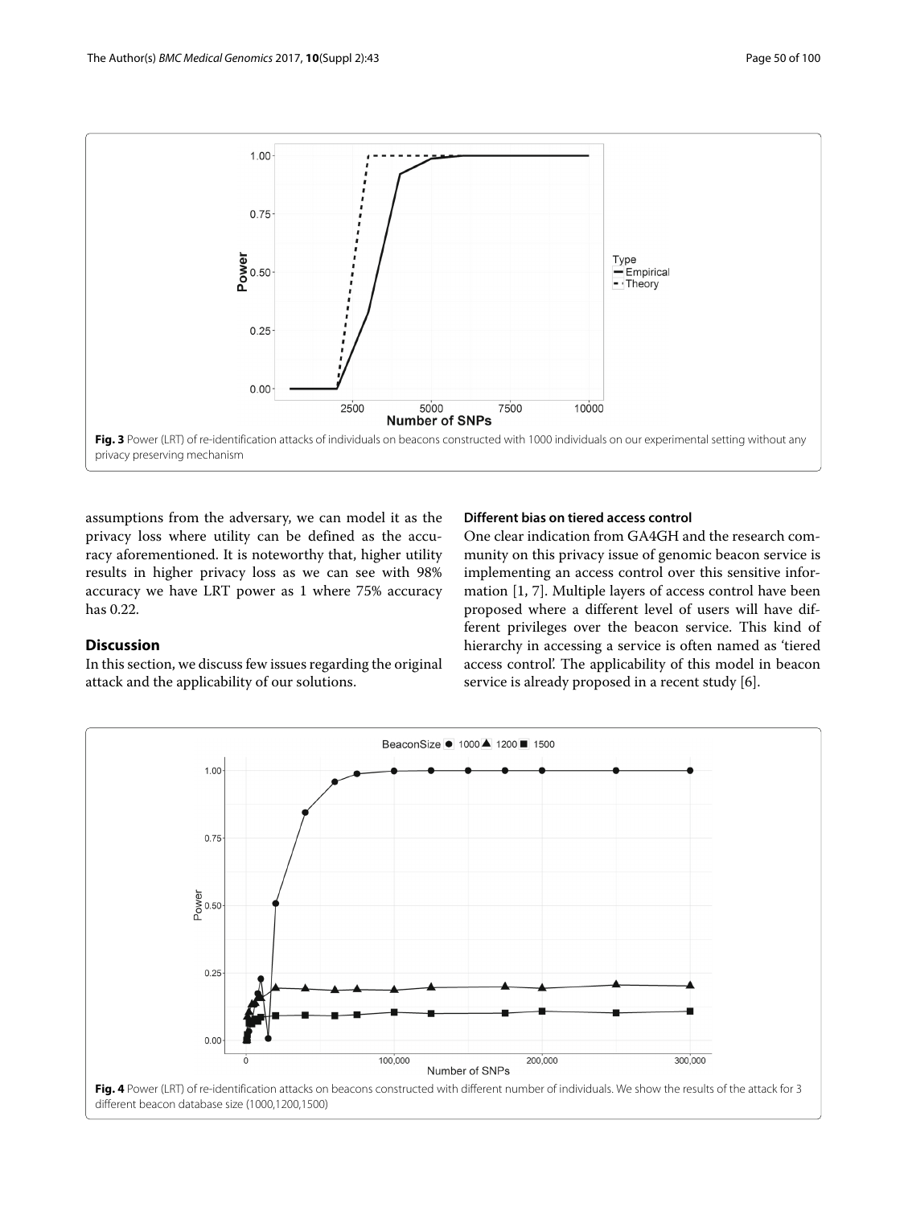1.00
0.75
0.50
0.25
0.00
Power
2500
5000
7500
10000
Number of SNPs
Type
Empirical
Theory

**Fig. 3** Power (LRT) of re-identification attacks of individuals on beacons constructed with 1000 individuals on our experimental setting without any privacy preserving mechanism

assumptions from the adversary, we can model it as the privacy loss where utility can be defined as the accuracy aforementioned. It is noteworthy that, higher utility results in higher privacy loss as we can see with 98% accuracy we have LRT power as 1 where 75% accuracy has 0.22.

## Discussion

In this section, we discuss few issues regarding the original attack and the applicability of our solutions.

### Different bias on tiered access control

One clear indication from GA4GH and the research community on this privacy issue of genomic beacon service is implementing an access control over this sensitive information [1, 7]. Multiple layers of access control have been proposed where a different level of users will have different privileges over the beacon service. This kind of hierarchy in accessing a service is often named as 'tiered access control'. The applicability of this model in beacon service is already proposed in a recent study [6].

BeaconSize 1000 1200 1500
1.00
0.75
0.50
0.25
0.00
Power
0
100,000
200,000
300,000
Number of SNPs

**Fig. 4** Power (LRT) of re-identification attacks on beacons constructed with different number of individuals. We show the results of the attack for 3 different beacon database size (1000,1200,1500)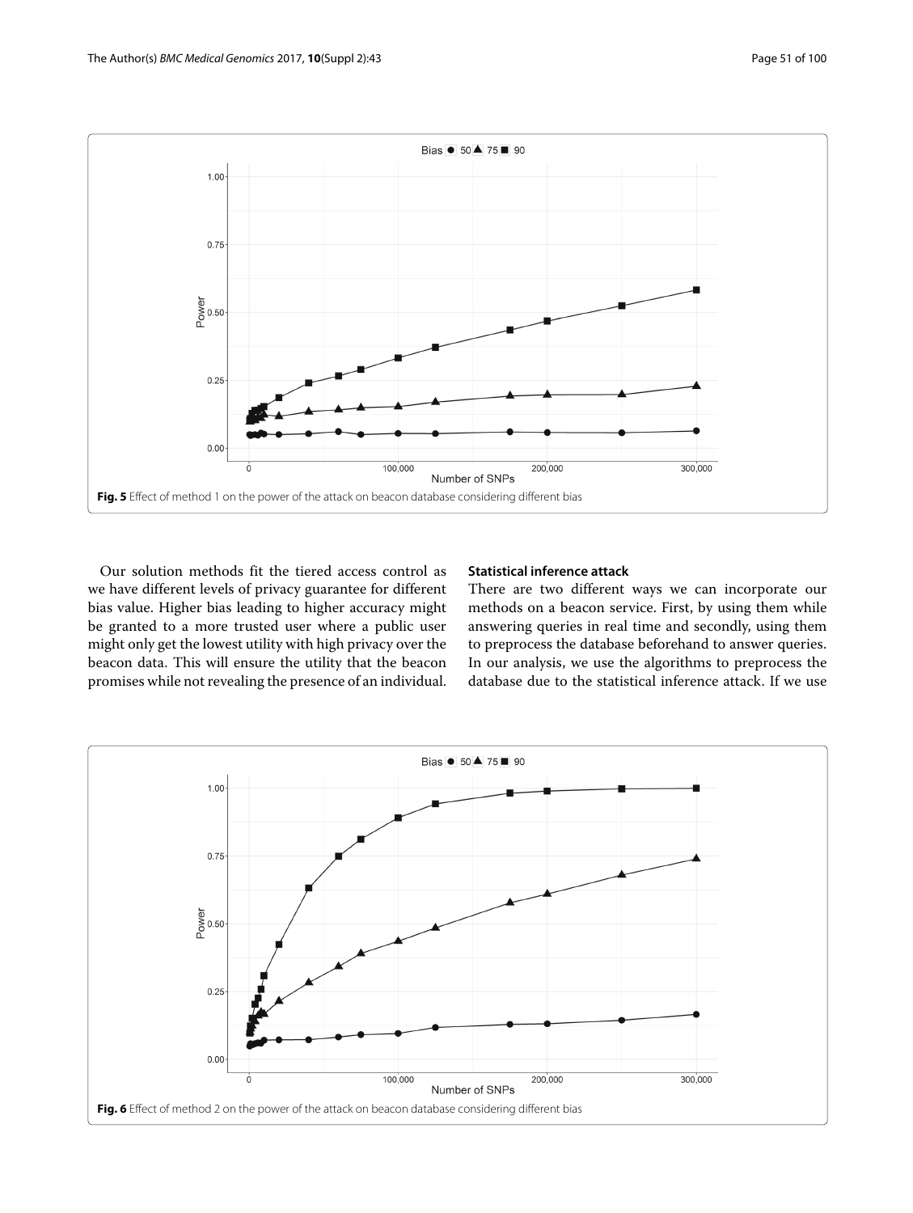Bias ● 50 ▲ 75 ■ 90

Power

1.00

0.75

0.50

0.25

0.00

0

100,000

200,000

300,000

Number of SNPs

**Fig. 5** Effect of method 1 on the power of the attack on beacon database considering different bias

Our solution methods fit the tiered access control as we have different levels of privacy guarantee for different bias value. Higher bias leading to higher accuracy might be granted to a more trusted user where a public user might only get the lowest utility with high privacy over the beacon data. This will ensure the utility that the beacon promises while not revealing the presence of an individual.

### Statistical inference attack

There are two different ways we can incorporate our methods on a beacon service. First, by using them while answering queries in real time and secondly, using them to preprocess the database beforehand to answer queries. In our analysis, we use the algorithms to preprocess the database due to the statistical inference attack. If we use

Bias ● 50 ▲ 75 ■ 90

Power

1.00

0.75

0.50

0.25

0.00

0

100,000

200,000

300,000

Number of SNPs

**Fig. 6** Effect of method 2 on the power of the attack on beacon database considering different bias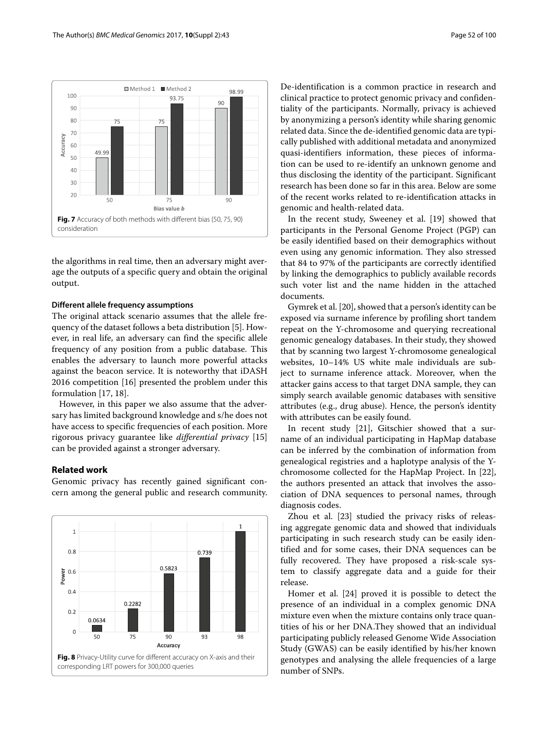Method 1 Method 2
100
90
80
70
60
50
40
30
20
Accuracy
49.99
75
75
93.75
90
98.99
50
75
90
Bias value *b*

**Fig. 7** Accuracy of both methods with different bias (50, 75, 90) consideration

the algorithms in real time, then an adversary might average the outputs of a specific query and obtain the original output.

#### Different allele frequency assumptions

The original attack scenario assumes that the allele frequency of the dataset follows a beta distribution [5]. However, in real life, an adversary can find the specific allele frequency of any position from a public database. This enables the adversary to launch more powerful attacks against the beacon service. It is noteworthy that iDASH 2016 competition [16] presented the problem under this formulation [17, 18].

However, in this paper we also assume that the adversary has limited background knowledge and s/he does not have access to specific frequencies of each position. More rigorous privacy guarantee like *differential privacy* [15] can be provided against a stronger adversary.

## Related work

Genomic privacy has recently gained significant concern among the general public and research community.

1
0.8
0.6
0.4
0.2
0
Power
0.0634
0.2282
0.5823
0.739
1
50
75
90
93
98
Accuracy

**Fig. 8** Privacy-Utility curve for different accuracy on X-axis and their corresponding LRT powers for 300,000 queries

De-identification is a common practice in research and clinical practice to protect genomic privacy and confidentiality of the participants. Normally, privacy is achieved by anonymizing a person's identity while sharing genomic related data. Since the de-identified genomic data are typically published with additional metadata and anonymized quasi-identifiers information, these pieces of information can be used to re-identify an unknown genome and thus disclosing the identity of the participant. Significant research has been done so far in this area. Below are some of the recent works related to re-identification attacks in genomic and health-related data.

In the recent study, Sweeney et al. [19] showed that participants in the Personal Genome Project (PGP) can be easily identified based on their demographics without even using any genomic information. They also stressed that 84 to 97% of the participants are correctly identified by linking the demographics to publicly available records such voter list and the name hidden in the attached documents.

Gymrek et al. [20], showed that a person's identity can be exposed via surname inference by profiling short tandem repeat on the Y-chromosome and querying recreational genomic genealogy databases. In their study, they showed that by scanning two largest Y-chromosome genealogical websites, 10–14% US white male individuals are subject to surname inference attack. Moreover, when the attacker gains access to that target DNA sample, they can simply search available genomic databases with sensitive attributes (e.g., drug abuse). Hence, the person's identity with attributes can be easily found.

In recent study [21], Gitschier showed that a surname of an individual participating in HapMap database can be inferred by the combination of information from genealogical registries and a haplotype analysis of the Y-chromosome collected for the HapMap Project. In [22], the authors presented an attack that involves the association of DNA sequences to personal names, through diagnosis codes.

Zhou et al. [23] studied the privacy risks of releasing aggregate genomic data and showed that individuals participating in such research study can be easily identified and for some cases, their DNA sequences can be fully recovered. They have proposed a risk-scale system to classify aggregate data and a guide for their release.

Homer et al. [24] proved it is possible to detect the presence of an individual in a complex genomic DNA mixture even when the mixture contains only trace quantities of his or her DNA.They showed that an individual participating publicly released Genome Wide Association Study (GWAS) can be easily identified by his/her known genotypes and analysing the allele frequencies of a large number of SNPs.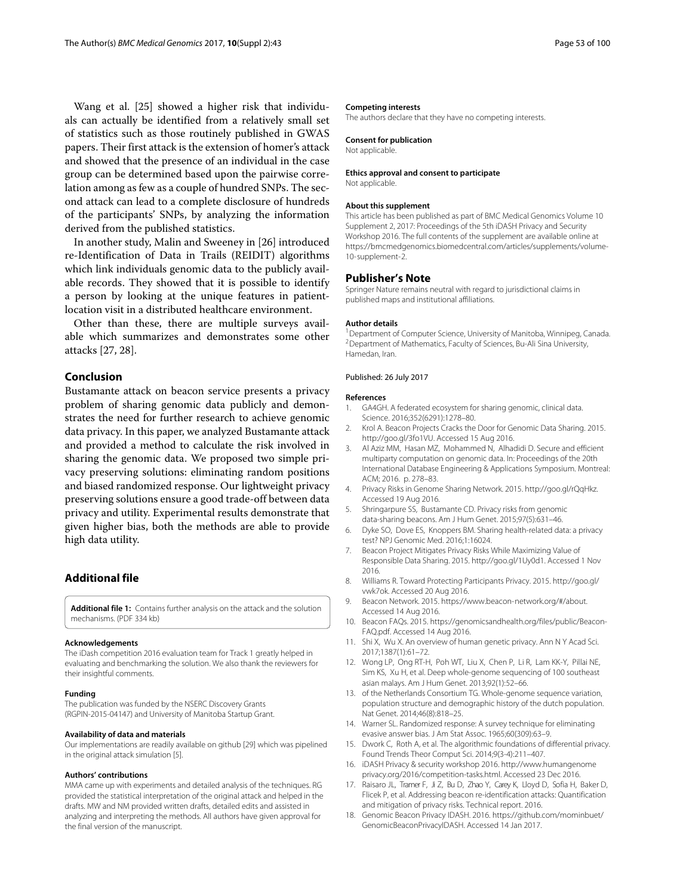Wang et al. [25] showed a higher risk that individuals can actually be identified from a relatively small set of statistics such as those routinely published in GWAS papers. Their first attack is the extension of homer's attack and showed that the presence of an individual in the case group can be determined based upon the pairwise correlation among as few as a couple of hundred SNPs. The second attack can lead to a complete disclosure of hundreds of the participants' SNPs, by analyzing the information derived from the published statistics.

In another study, Malin and Sweeney in [26] introduced re-Identification of Data in Trails (REIDIT) algorithms which link individuals genomic data to the publicly available records. They showed that it is possible to identify a person by looking at the unique features in patient-location visit in a distributed healthcare environment.

Other than these, there are multiple surveys available which summarizes and demonstrates some other attacks [27, 28].

## Conclusion

Bustamante attack on beacon service presents a privacy problem of sharing genomic data publicly and demonstrates the need for further research to achieve genomic data privacy. In this paper, we analyzed Bustamante attack and provided a method to calculate the risk involved in sharing the genomic data. We proposed two simple privacy preserving solutions: eliminating random positions and biased randomized response. Our lightweight privacy preserving solutions ensure a good trade-off between data privacy and utility. Experimental results demonstrate that given higher bias, both the methods are able to provide high data utility.

## Additional file

**Additional file 1:** Contains further analysis on the attack and the solution mechanisms. (PDF 334 kb)

#### Acknowledgements

The iDash competition 2016 evaluation team for Track 1 greatly helped in evaluating and benchmarking the solution. We also thank the reviewers for their insightful comments.

#### Funding

The publication was funded by the NSERC Discovery Grants (RGPIN-2015-04147) and University of Manitoba Startup Grant.

#### Availability of data and materials

Our implementations are readily available on github [29] which was pipelined in the original attack simulation [5].

#### Authors' contributions

MMA came up with experiments and detailed analysis of the techniques. RG provided the statistical interpretation of the original attack and helped in the drafts. MW and NM provided written drafts, detailed edits and assisted in analyzing and interpreting the methods. All authors have given approval for the final version of the manuscript.

#### Competing interests

The authors declare that they have no competing interests.

#### Consent for publication

Not applicable.

#### Ethics approval and consent to participate

Not applicable.

#### About this supplement

This article has been published as part of BMC Medical Genomics Volume 10 Supplement 2, 2017: Proceedings of the 5th iDASH Privacy and Security Workshop 2016. The full contents of the supplement are available online at https://bmcmedgenomics.biomedcentral.com/articles/supplements/volume-10-supplement-2.

### Publisher's Note

Springer Nature remains neutral with regard to jurisdictional claims in published maps and institutional affiliations.

#### Author details

[1] Department of Computer Science, University of Manitoba, Winnipeg, Canada. [2] Department of Mathematics, Faculty of Sciences, Bu-Ali Sina University, Hamedan, Iran.

Published: 26 July 2017

#### References

1. GA4GH. A federated ecosystem for sharing genomic, clinical data. Science. 2016;352(6291):1278–80.
2. Krol A. Beacon Projects Cracks the Door for Genomic Data Sharing. 2015. http://goo.gl/3fo1VU. Accessed 15 Aug 2016.
3. Al Aziz MM, Hasan MZ, Mohammed N, Alhadidi D. Secure and efficient multiparty computation on genomic data. In: Proceedings of the 20th International Database Engineering & Applications Symposium. Montreal: ACM; 2016. p. 278–83.
4. Privacy Risks in Genome Sharing Network. 2015. http://goo.gl/rQqHkz. Accessed 19 Aug 2016.
5. Shringarpure SS, Bustamante CD. Privacy risks from genomic data-sharing beacons. Am J Hum Genet. 2015;97(5):631–46.
6. Dyke SO, Dove ES, Knoppers BM. Sharing health-related data: a privacy test? NPJ Genomic Med. 2016;1:16024.
7. Beacon Project Mitigates Privacy Risks While Maximizing Value of Responsible Data Sharing. 2015. http://goo.gl/1Uy0d1. Accessed 1 Nov 2016.
8. Williams R. Toward Protecting Participants Privacy. 2015. http://goo.gl/vwk7ok. Accessed 20 Aug 2016.
9. Beacon Network. 2015. https://www.beacon-network.org/#/about. Accessed 14 Aug 2016.
10. Beacon FAQs. 2015. https://genomicsandhealth.org/files/public/Beacon-FAQ.pdf. Accessed 14 Aug 2016.
11. Shi X, Wu X. An overview of human genetic privacy. Ann N Y Acad Sci. 2017;1387(1):61–72.
12. Wong LP, Ong RT-H, Poh WT, Liu X, Chen P, Li R, Lam KK-Y, Pillai NE, Sim KS, Xu H, et al. Deep whole-genome sequencing of 100 southeast asian malays. Am J Hum Genet. 2013;92(1):52–66.
13. of the Netherlands Consortium TG. Whole-genome sequence variation, population structure and demographic history of the dutch population. Nat Genet. 2014;46(8):818–25.
14. Warner SL. Randomized response: A survey technique for eliminating evasive answer bias. J Am Stat Assoc. 1965;60(309):63–9.
15. Dwork C, Roth A, et al. The algorithmic foundations of differential privacy. Found Trends Theor Comput Sci. 2014;9(3-4):211–407.
16. iDASH Privacy & security workshop 2016. http://www.humangenomeprivacy.org/2016/competition-tasks.html. Accessed 23 Dec 2016.
17. Raisaro JL, Tramer F, Ji Z, Bu D, Zhao Y, Carey K, Lloyd D, Sofia H, Baker D, Flicek P, et al. Addressing beacon re-identification attacks: Quantification and mitigation of privacy risks. Technical report. 2016.
18. Genomic Beacon Privacy IDASH. 2016. https://github.com/mominbuet/GenomicBeaconPrivacyIDASH. Accessed 14 Jan 2017.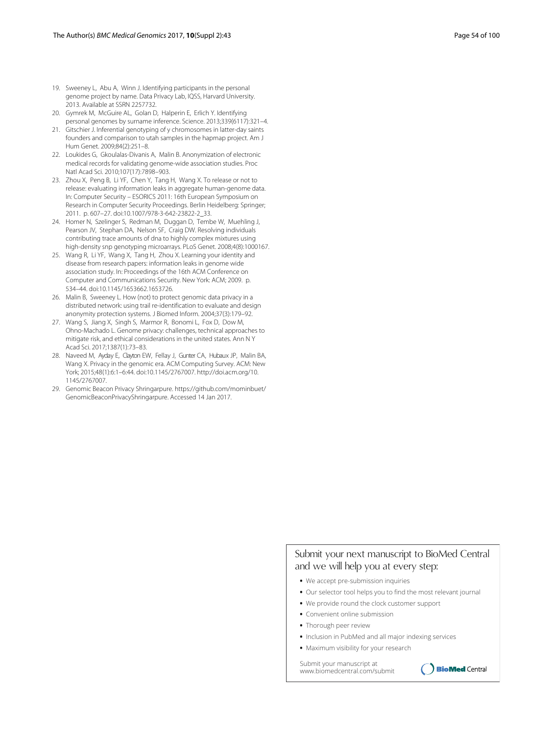19. Sweeney L, Abu A, Winn J. Identifying participants in the personal genome project by name. Data Privacy Lab, IQSS, Harvard University. 2013. Available at SSRN 2257732.
20. Gymrek M, McGuire AL, Golan D, Halperin E, Erlich Y. Identifying personal genomes by surname inference. Science. 2013;339(6117):321–4.
21. Gitschier J. Inferential genotyping of y chromosomes in latter-day saints founders and comparison to utah samples in the hapmap project. Am J Hum Genet. 2009;84(2):251–8.
22. Loukides G, Gkoulalas-Divanis A, Malin B. Anonymization of electronic medical records for validating genome-wide association studies. Proc Natl Acad Sci. 2010;107(17):7898–903.
23. Zhou X, Peng B, Li YF, Chen Y, Tang H, Wang X. To release or not to release: evaluating information leaks in aggregate human-genome data. In: Computer Security – ESORICS 2011: 16th European Symposium on Research in Computer Security Proceedings. Berlin Heidelberg: Springer; 2011. p. 607–27. doi:10.1007/978-3-642-23822-2_33.
24. Homer N, Szelinger S, Redman M, Duggan D, Tembe W, Muehling J, Pearson JV, Stephan DA, Nelson SF, Craig DW. Resolving individuals contributing trace amounts of dna to highly complex mixtures using high-density snp genotyping microarrays. PLoS Genet. 2008;4(8):1000167.
25. Wang R, Li YF, Wang X, Tang H, Zhou X. Learning your identity and disease from research papers: information leaks in genome wide association study. In: Proceedings of the 16th ACM Conference on Computer and Communications Security. New York: ACM; 2009. p. 534–44. doi:10.1145/1653662.1653726.
26. Malin B, Sweeney L. How (not) to protect genomic data privacy in a distributed network: using trail re-identification to evaluate and design anonymity protection systems. J Biomed Inform. 2004;37(3):179–92.
27. Wang S, Jiang X, Singh S, Marmor R, Bonomi L, Fox D, Dow M, Ohno-Machado L. Genome privacy: challenges, technical approaches to mitigate risk, and ethical considerations in the united states. Ann N Y Acad Sci. 2017;1387(1):73–83.
28. Naveed M, Ayday E, Clayton EW, Fellay J, Gunter CA, Hubaux JP, Malin BA, Wang X. Privacy in the genomic era. ACM Computing Survey. ACM: New York; 2015;48(1):6:1–6:44. doi:10.1145/2767007. http://doi.acm.org/10.1145/2767007.
29. Genomic Beacon Privacy Shringarpure. https://github.com/mominbuet/GenomicBeaconPrivacyShringarpure. Accessed 14 Jan 2017.

Submit your next manuscript to BioMed Central and we will help you at every step:

- We accept pre-submission inquiries
- Our selector tool helps you to find the most relevant journal
- We provide round the clock customer support
- Convenient online submission
- Thorough peer review
- Inclusion in PubMed and all major indexing services
- Maximum visibility for your research

Submit your manuscript at
www.biomedcentral.com/submit

BioMed Central